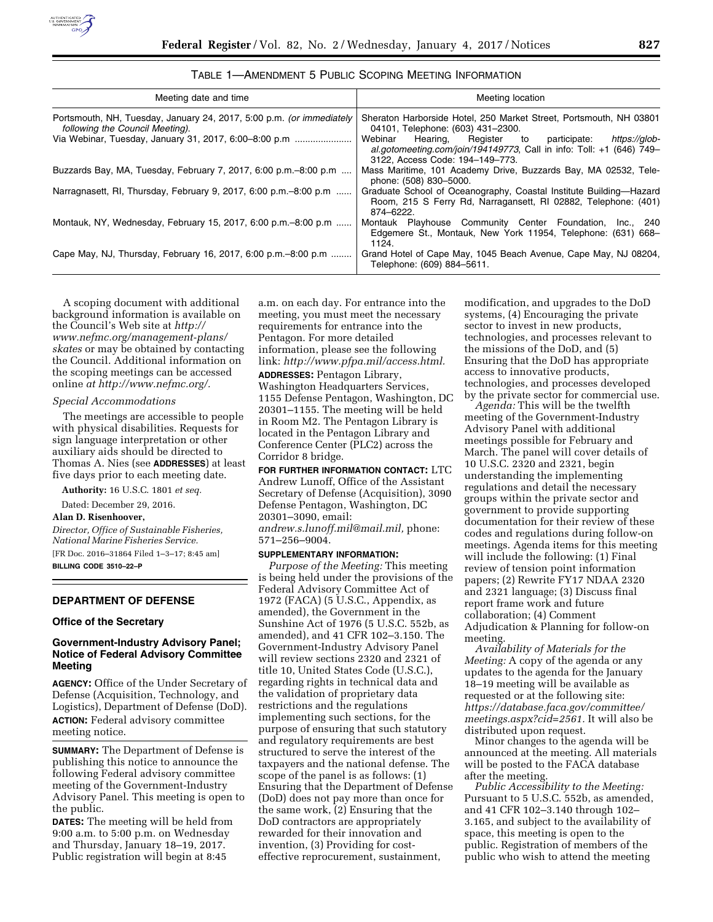TABLE 1—AMENDMENT 5 PUBLIC SCOPING MEETING INFORMATION

| Meeting date and time | Meeting location |
| --- | --- |
| Portsmouth, NH, Tuesday, January 24, 2017, 5:00 p.m. *(or immediately following the Council Meeting).* | Sheraton Harborside Hotel, 250 Market Street, Portsmouth, NH 03801 04101, Telephone: (603) 431–2300. |
| Via Webinar, Tuesday, January 31, 2017, 6:00–8:00 p.m | Webinar Hearing, Register to participate: *https://global.gotomeeting.com/join/194149773*, Call in info: Toll: +1 (646) 749–3122, Access Code: 194–149–773. |
| Buzzards Bay, MA, Tuesday, February 7, 2017, 6:00 p.m.–8:00 p.m | Mass Maritime, 101 Academy Drive, Buzzards Bay, MA 02532, Telephone: (508) 830–5000. |
| Narragnasett, RI, Thursday, February 9, 2017, 6:00 p.m.–8:00 p.m | Graduate School of Oceanography, Coastal Institute Building—Hazard Room, 215 S Ferry Rd, Narragansett, RI 02882, Telephone: (401) 874–6222. |
| Montauk, NY, Wednesday, February 15, 2017, 6:00 p.m.–8:00 p.m | Montauk Playhouse Community Center Foundation, Inc., 240 Edgemere St., Montauk, New York 11954, Telephone: (631) 668–1124. |
| Cape May, NJ, Thursday, February 16, 2017, 6:00 p.m.–8:00 p.m | Grand Hotel of Cape May, 1045 Beach Avenue, Cape May, NJ 08204, Telephone: (609) 884–5611. |

A scoping document with additional background information is available on the Council's Web site at *http://www.nefmc.org/management-plans/skates* or may be obtained by contacting the Council. Additional information on the scoping meetings can be accessed online *at http://www.nefmc.org/.*

*Special Accommodations*

The meetings are accessible to people with physical disabilities. Requests for sign language interpretation or other auxiliary aids should be directed to Thomas A. Nies (see **ADDRESSES**) at least five days prior to each meeting date.

**Authority:** 16 U.S.C. 1801 *et seq.*

Dated: December 29, 2016.

**Alan D. Risenhoover,**

*Director, Office of Sustainable Fisheries, National Marine Fisheries Service.*

[FR Doc. 2016–31864 Filed 1–3–17; 8:45 am]

**BILLING CODE 3510–22–P**

## DEPARTMENT OF DEFENSE

### Office of the Secretary

### Government-Industry Advisory Panel; Notice of Federal Advisory Committee Meeting

**AGENCY:** Office of the Under Secretary of Defense (Acquisition, Technology, and Logistics), Department of Defense (DoD).

**ACTION:** Federal advisory committee meeting notice.

**SUMMARY:** The Department of Defense is publishing this notice to announce the following Federal advisory committee meeting of the Government-Industry Advisory Panel. This meeting is open to the public.

**DATES:** The meeting will be held from 9:00 a.m. to 5:00 p.m. on Wednesday and Thursday, January 18–19, 2017. Public registration will begin at 8:45 a.m. on each day. For entrance into the meeting, you must meet the necessary requirements for entrance into the Pentagon. For more detailed information, please see the following link: *http://www.pfpa.mil/access.html.*

**ADDRESSES:** Pentagon Library, Washington Headquarters Services, 1155 Defense Pentagon, Washington, DC 20301–1155. The meeting will be held in Room M2. The Pentagon Library is located in the Pentagon Library and Conference Center (PLC2) across the Corridor 8 bridge.

**FOR FURTHER INFORMATION CONTACT:** LTC Andrew Lunoff, Office of the Assistant Secretary of Defense (Acquisition), 3090 Defense Pentagon, Washington, DC 20301–3090, email: *andrew.s.lunoff.mil@mail.mil,* phone: 571–256–9004.

**SUPPLEMENTARY INFORMATION:**

*Purpose of the Meeting:* This meeting is being held under the provisions of the Federal Advisory Committee Act of 1972 (FACA) (5 U.S.C., Appendix, as amended), the Government in the Sunshine Act of 1976 (5 U.S.C. 552b, as amended), and 41 CFR 102–3.150. The Government-Industry Advisory Panel will review sections 2320 and 2321 of title 10, United States Code (U.S.C.), regarding rights in technical data and the validation of proprietary data restrictions and the regulations implementing such sections, for the purpose of ensuring that such statutory and regulatory requirements are best structured to serve the interest of the taxpayers and the national defense. The scope of the panel is as follows: (1) Ensuring that the Department of Defense (DoD) does not pay more than once for the same work, (2) Ensuring that the DoD contractors are appropriately rewarded for their innovation and invention, (3) Providing for cost-effective reprocurement, sustainment, modification, and upgrades to the DoD systems, (4) Encouraging the private sector to invest in new products, technologies, and processes relevant to the missions of the DoD, and (5) Ensuring that the DoD has appropriate access to innovative products, technologies, and processes developed by the private sector for commercial use.

*Agenda:* This will be the twelfth meeting of the Government-Industry Advisory Panel with additional meetings possible for February and March. The panel will cover details of 10 U.S.C. 2320 and 2321, begin understanding the implementing regulations and detail the necessary groups within the private sector and government to provide supporting documentation for their review of these codes and regulations during follow-on meetings. Agenda items for this meeting will include the following: (1) Final review of tension point information papers; (2) Rewrite FY17 NDAA 2320 and 2321 language; (3) Discuss final report frame work and future collaboration; (4) Comment Adjudication & Planning for follow-on meeting.

*Availability of Materials for the Meeting:* A copy of the agenda or any updates to the agenda for the January 18–19 meeting will be available as requested or at the following site: *https://database.faca.gov/committee/meetings.aspx?cid=2561.* It will also be distributed upon request.

Minor changes to the agenda will be announced at the meeting. All materials will be posted to the FACA database after the meeting.

*Public Accessibility to the Meeting:* Pursuant to 5 U.S.C. 552b, as amended, and 41 CFR 102–3.140 through 102–3.165, and subject to the availability of space, this meeting is open to the public. Registration of members of the public who wish to attend the meeting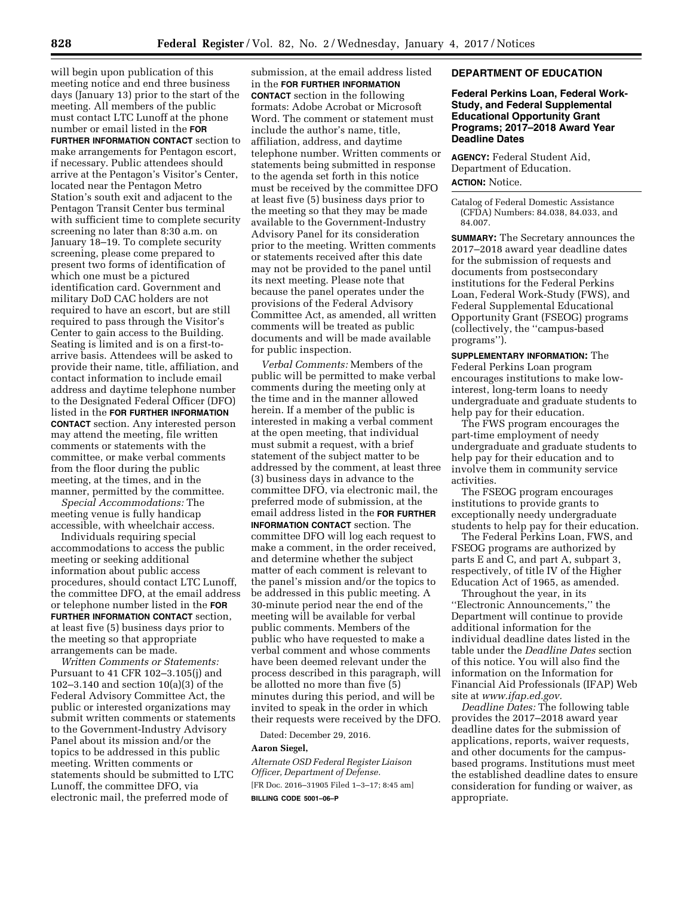will begin upon publication of this meeting notice and end three business days (January 13) prior to the start of the meeting. All members of the public must contact LTC Lunoff at the phone number or email listed in the **FOR FURTHER INFORMATION CONTACT** section to make arrangements for Pentagon escort, if necessary. Public attendees should arrive at the Pentagon's Visitor's Center, located near the Pentagon Metro Station's south exit and adjacent to the Pentagon Transit Center bus terminal with sufficient time to complete security screening no later than 8:30 a.m. on January 18–19. To complete security screening, please come prepared to present two forms of identification of which one must be a pictured identification card. Government and military DoD CAC holders are not required to have an escort, but are still required to pass through the Visitor's Center to gain access to the Building. Seating is limited and is on a first-to-arrive basis. Attendees will be asked to provide their name, title, affiliation, and contact information to include email address and daytime telephone number to the Designated Federal Officer (DFO) listed in the **FOR FURTHER INFORMATION CONTACT** section. Any interested person may attend the meeting, file written comments or statements with the committee, or make verbal comments from the floor during the public meeting, at the times, and in the manner, permitted by the committee.

*Special Accommodations:* The meeting venue is fully handicap accessible, with wheelchair access.

Individuals requiring special accommodations to access the public meeting or seeking additional information about public access procedures, should contact LTC Lunoff, the committee DFO, at the email address or telephone number listed in the **FOR FURTHER INFORMATION CONTACT** section, at least five (5) business days prior to the meeting so that appropriate arrangements can be made.

*Written Comments or Statements:* Pursuant to 41 CFR 102–3.105(j) and 102–3.140 and section 10(a)(3) of the Federal Advisory Committee Act, the public or interested organizations may submit written comments or statements to the Government-Industry Advisory Panel about its mission and/or the topics to be addressed in this public meeting. Written comments or statements should be submitted to LTC Lunoff, the committee DFO, via electronic mail, the preferred mode of submission, at the email address listed in the **FOR FURTHER INFORMATION CONTACT** section in the following formats: Adobe Acrobat or Microsoft Word. The comment or statement must include the author's name, title, affiliation, address, and daytime telephone number. Written comments or statements being submitted in response to the agenda set forth in this notice must be received by the committee DFO at least five (5) business days prior to the meeting so that they may be made available to the Government-Industry Advisory Panel for its consideration prior to the meeting. Written comments or statements received after this date may not be provided to the panel until its next meeting. Please note that because the panel operates under the provisions of the Federal Advisory Committee Act, as amended, all written comments will be treated as public documents and will be made available for public inspection.

*Verbal Comments:* Members of the public will be permitted to make verbal comments during the meeting only at the time and in the manner allowed herein. If a member of the public is interested in making a verbal comment at the open meeting, that individual must submit a request, with a brief statement of the subject matter to be addressed by the comment, at least three (3) business days in advance to the committee DFO, via electronic mail, the preferred mode of submission, at the email address listed in the **FOR FURTHER INFORMATION CONTACT** section. The committee DFO will log each request to make a comment, in the order received, and determine whether the subject matter of each comment is relevant to the panel's mission and/or the topics to be addressed in this public meeting. A 30-minute period near the end of the meeting will be available for verbal public comments. Members of the public who have requested to make a verbal comment and whose comments have been deemed relevant under the process described in this paragraph, will be allotted no more than five (5) minutes during this period, and will be invited to speak in the order in which their requests were received by the DFO.

Dated: December 29, 2016.

**Aaron Siegel,**

*Alternate OSD Federal Register Liaison Officer, Department of Defense.*

[FR Doc. 2016–31905 Filed 1–3–17; 8:45 am]

**BILLING CODE 5001–06–P**

## DEPARTMENT OF EDUCATION

### Federal Perkins Loan, Federal Work-Study, and Federal Supplemental Educational Opportunity Grant Programs; 2017–2018 Award Year Deadline Dates

**AGENCY:** Federal Student Aid, Department of Education.

**ACTION:** Notice.

Catalog of Federal Domestic Assistance (CFDA) Numbers: 84.038, 84.033, and 84.007.

**SUMMARY:** The Secretary announces the 2017–2018 award year deadline dates for the submission of requests and documents from postsecondary institutions for the Federal Perkins Loan, Federal Work-Study (FWS), and Federal Supplemental Educational Opportunity Grant (FSEOG) programs (collectively, the "campus-based programs").

**SUPPLEMENTARY INFORMATION:** The Federal Perkins Loan program encourages institutions to make low-interest, long-term loans to needy undergraduate and graduate students to help pay for their education.

The FWS program encourages the part-time employment of needy undergraduate and graduate students to help pay for their education and to involve them in community service activities.

The FSEOG program encourages institutions to provide grants to exceptionally needy undergraduate students to help pay for their education.

The Federal Perkins Loan, FWS, and FSEOG programs are authorized by parts E and C, and part A, subpart 3, respectively, of title IV of the Higher Education Act of 1965, as amended.

Throughout the year, in its "Electronic Announcements," the Department will continue to provide additional information for the individual deadline dates listed in the table under the *Deadline Dates* section of this notice. You will also find the information on the Information for Financial Aid Professionals (IFAP) Web site at *www.ifap.ed.gov.*

*Deadline Dates:* The following table provides the 2017–2018 award year deadline dates for the submission of applications, reports, waiver requests, and other documents for the campus-based programs. Institutions must meet the established deadline dates to ensure consideration for funding or waiver, as appropriate.